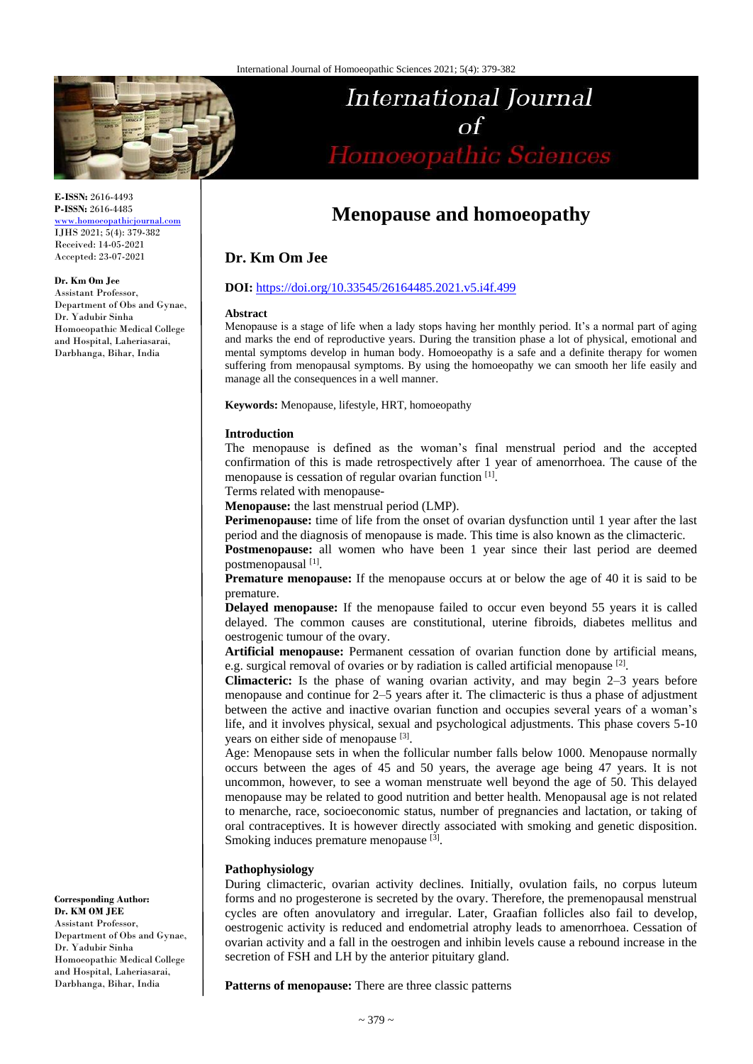# Menopause and homoeopathy

## Dr. Km Om Jee

**E-ISSN:** 2616-4493
**P-ISSN:** 2616-4485
www.homoeopathicjournal.com
IJHS 2021; 5(4): 379-382
Received: 14-05-2021
Accepted: 23-07-2021

**Dr. Km Om Jee**
Assistant Professor, Department of Obs and Gynae, Dr. Yadubir Sinha Homoeopathic Medical College and Hospital, Laheriasarai, Darbhanga, Bihar, India

**Corresponding Author:**
**Dr. KM OM JEE**
Assistant Professor, Department of Obs and Gynae, Dr. Yadubir Sinha Homoeopathic Medical College and Hospital, Laheriasarai, Darbhanga, Bihar, India

**DOI:** https://doi.org/10.33545/26164485.2021.v5.i4f.499

### Abstract

Menopause is a stage of life when a lady stops having her monthly period. It's a normal part of aging and marks the end of reproductive years. During the transition phase a lot of physical, emotional and mental symptoms develop in human body. Homoeopathy is a safe and a definite therapy for women suffering from menopausal symptoms. By using the homoeopathy we can smooth her life easily and manage all the consequences in a well manner.

**Keywords:** Menopause, lifestyle, HRT, homoeopathy

### Introduction

The menopause is defined as the woman's final menstrual period and the accepted confirmation of this is made retrospectively after 1 year of amenorrhoea. The cause of the menopause is cessation of regular ovarian function [1].

Terms related with menopause-

**Menopause:** the last menstrual period (LMP).

**Perimenopause:** time of life from the onset of ovarian dysfunction until 1 year after the last period and the diagnosis of menopause is made. This time is also known as the climacteric.

**Postmenopause:** all women who have been 1 year since their last period are deemed postmenopausal [1].

**Premature menopause:** If the menopause occurs at or below the age of 40 it is said to be premature.

**Delayed menopause:** If the menopause failed to occur even beyond 55 years it is called delayed. The common causes are constitutional, uterine fibroids, diabetes mellitus and oestrogenic tumour of the ovary.

**Artificial menopause:** Permanent cessation of ovarian function done by artificial means, e.g. surgical removal of ovaries or by radiation is called artificial menopause [2].

**Climacteric:** Is the phase of waning ovarian activity, and may begin 2–3 years before menopause and continue for 2–5 years after it. The climacteric is thus a phase of adjustment between the active and inactive ovarian function and occupies several years of a woman's life, and it involves physical, sexual and psychological adjustments. This phase covers 5-10 years on either side of menopause [3].

Age: Menopause sets in when the follicular number falls below 1000. Menopause normally occurs between the ages of 45 and 50 years, the average age being 47 years. It is not uncommon, however, to see a woman menstruate well beyond the age of 50. This delayed menopause may be related to good nutrition and better health. Menopausal age is not related to menarche, race, socioeconomic status, number of pregnancies and lactation, or taking of oral contraceptives. It is however directly associated with smoking and genetic disposition. Smoking induces premature menopause [3].

### Pathophysiology

During climacteric, ovarian activity declines. Initially, ovulation fails, no corpus luteum forms and no progesterone is secreted by the ovary. Therefore, the premenopausal menstrual cycles are often anovulatory and irregular. Later, Graafian follicles also fail to develop, oestrogenic activity is reduced and endometrial atrophy leads to amenorrhoea. Cessation of ovarian activity and a fall in the oestrogen and inhibin levels cause a rebound increase in the secretion of FSH and LH by the anterior pituitary gland.

**Patterns of menopause:** There are three classic patterns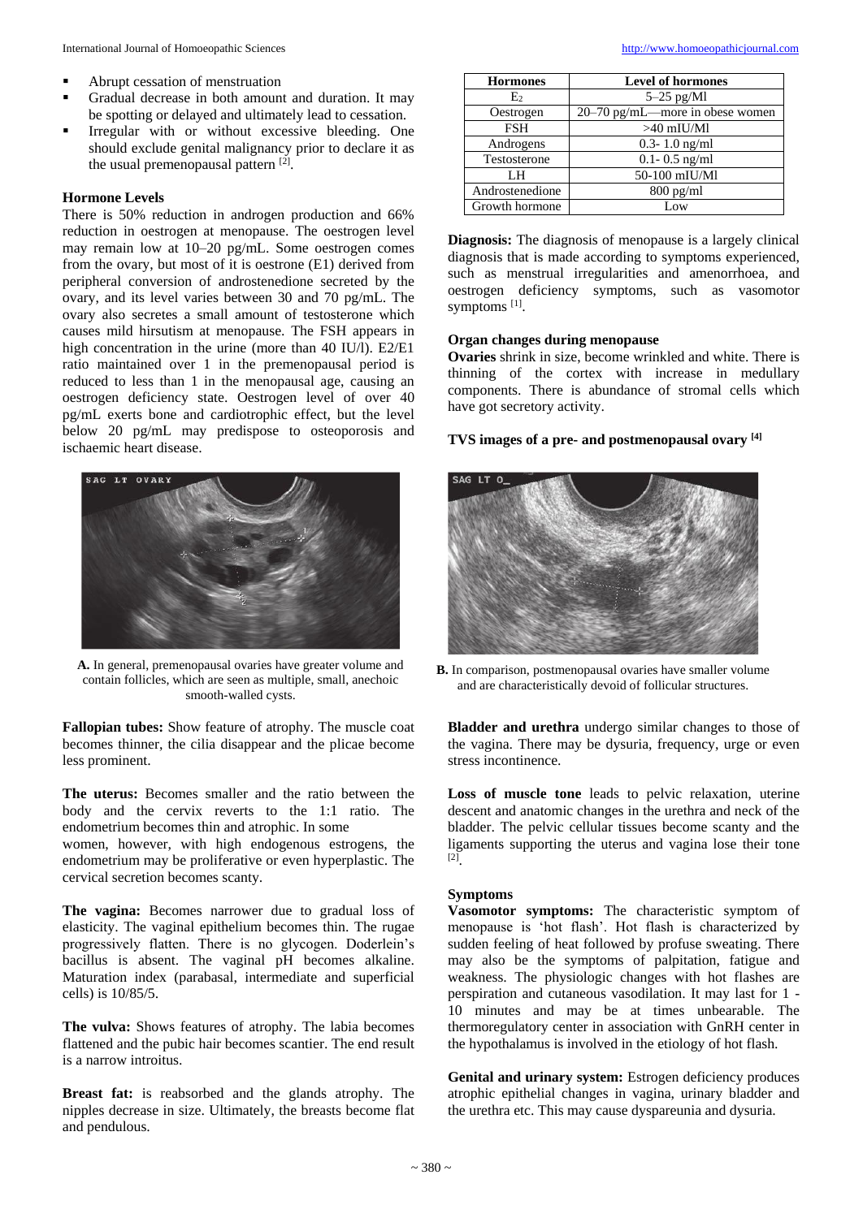- Abrupt cessation of menstruation
- Gradual decrease in both amount and duration. It may be spotting or delayed and ultimately lead to cessation.
- Irregular with or without excessive bleeding. One should exclude genital malignancy prior to declare it as the usual premenopausal pattern [2].

**Hormone Levels**

There is 50% reduction in androgen production and 66% reduction in oestrogen at menopause. The oestrogen level may remain low at 10–20 pg/mL. Some oestrogen comes from the ovary, but most of it is oestrone (E1) derived from peripheral conversion of androstenedione secreted by the ovary, and its level varies between 30 and 70 pg/mL. The ovary also secretes a small amount of testosterone which causes mild hirsutism at menopause. The FSH appears in high concentration in the urine (more than 40 IU/l). E2/E1 ratio maintained over 1 in the premenopausal period is reduced to less than 1 in the menopausal age, causing an oestrogen deficiency state. Oestrogen level of over 40 pg/mL exerts bone and cardiotrophic effect, but the level below 20 pg/mL may predispose to osteoporosis and ischaemic heart disease.

**A.** In general, premenopausal ovaries have greater volume and contain follicles, which are seen as multiple, small, anechoic smooth-walled cysts.

**Fallopian tubes:** Show feature of atrophy. The muscle coat becomes thinner, the cilia disappear and the plicae become less prominent.

**The uterus:** Becomes smaller and the ratio between the body and the cervix reverts to the 1:1 ratio. The endometrium becomes thin and atrophic. In some women, however, with high endogenous estrogens, the endometrium may be proliferative or even hyperplastic. The cervical secretion becomes scanty.

**The vagina:** Becomes narrower due to gradual loss of elasticity. The vaginal epithelium becomes thin. The rugae progressively flatten. There is no glycogen. Doderlein's bacillus is absent. The vaginal pH becomes alkaline. Maturation index (parabasal, intermediate and superficial cells) is 10/85/5.

**The vulva:** Shows features of atrophy. The labia becomes flattened and the pubic hair becomes scantier. The end result is a narrow introitus.

**Breast fat:** is reabsorbed and the glands atrophy. The nipples decrease in size. Ultimately, the breasts become flat and pendulous.

| Hormones | Level of hormones |
|---|---|
| $E_2$ | 5–25 pg/Ml |
| Oestrogen | 20–70 pg/mL—more in obese women |
| FSH | >40 mIU/Ml |
| Androgens | 0.3- 1.0 ng/ml |
| Testosterone | 0.1- 0.5 ng/ml |
| LH | 50-100 mIU/Ml |
| Androstenedione | 800 pg/ml |
| Growth hormone | Low |

**Diagnosis:** The diagnosis of menopause is a largely clinical diagnosis that is made according to symptoms experienced, such as menstrual irregularities and amenorrhoea, and oestrogen deficiency symptoms, such as vasomotor symptoms [1].

**Organ changes during menopause**

**Ovaries** shrink in size, become wrinkled and white. There is thinning of the cortex with increase in medullary components. There is abundance of stromal cells which have got secretory activity.

**TVS images of a pre- and postmenopausal ovary [4]**

**B.** In comparison, postmenopausal ovaries have smaller volume and are characteristically devoid of follicular structures.

**Bladder and urethra** undergo similar changes to those of the vagina. There may be dysuria, frequency, urge or even stress incontinence.

**Loss of muscle tone** leads to pelvic relaxation, uterine descent and anatomic changes in the urethra and neck of the bladder. The pelvic cellular tissues become scanty and the ligaments supporting the uterus and vagina lose their tone [2].

**Symptoms**

**Vasomotor symptoms:** The characteristic symptom of menopause is 'hot flash'. Hot flash is characterized by sudden feeling of heat followed by profuse sweating. There may also be the symptoms of palpitation, fatigue and weakness. The physiologic changes with hot flashes are perspiration and cutaneous vasodilation. It may last for 1 - 10 minutes and may be at times unbearable. The thermoregulatory center in association with GnRH center in the hypothalamus is involved in the etiology of hot flash.

**Genital and urinary system:** Estrogen deficiency produces atrophic epithelial changes in vagina, urinary bladder and the urethra etc. This may cause dyspareunia and dysuria.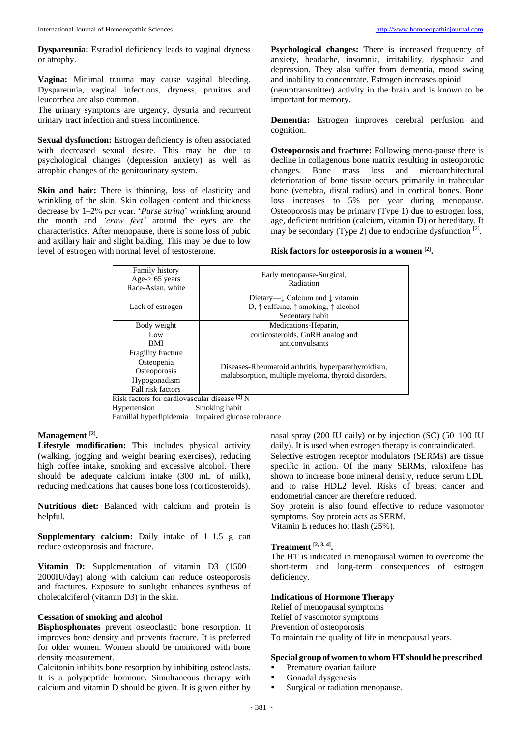**Dyspareunia:** Estradiol deficiency leads to vaginal dryness or atrophy.

**Vagina:** Minimal trauma may cause vaginal bleeding. Dyspareunia, vaginal infections, dryness, pruritus and leucorrhea are also common.
The urinary symptoms are urgency, dysuria and recurrent urinary tract infection and stress incontinence.

**Sexual dysfunction:** Estrogen deficiency is often associated with decreased sexual desire. This may be due to psychological changes (depression anxiety) as well as atrophic changes of the genitourinary system.

**Skin and hair:** There is thinning, loss of elasticity and wrinkling of the skin. Skin collagen content and thickness decrease by 1–2% per year. '*Purse string*' wrinkling around the month and *'crow feet'* around the eyes are the characteristics. After menopause, there is some loss of pubic and axillary hair and slight balding. This may be due to low level of estrogen with normal level of testosterone.

**Psychological changes:** There is increased frequency of anxiety, headache, insomnia, irritability, dysphasia and depression. They also suffer from dementia, mood swing and inability to concentrate. Estrogen increases opioid (neurotransmitter) activity in the brain and is known to be important for memory.

**Dementia:** Estrogen improves cerebral perfusion and cognition.

**Osteoporosis and fracture:** Following meno-pause there is decline in collagenous bone matrix resulting in osteoporotic changes. Bone mass loss and microarchitectural deterioration of bone tissue occurs primarily in trabecular bone (vertebra, distal radius) and in cortical bones. Bone loss increases to 5% per year during menopause. Osteoporosis may be primary (Type 1) due to estrogen loss, age, deficient nutrition (calcium, vitamin D) or hereditary. It may be secondary (Type 2) due to endocrine dysfunction [2].

**Risk factors for osteoporosis in a women [2].**

| | |
|---|---|
| Family history<br>Age-> 65 years<br>Race-Asian, white | Early menopause-Surgical,<br>Radiation |
| Lack of estrogen | Dietary—↓ Calcium and ↓ vitamin D, ↑ caffeine, ↑ smoking, ↑ alcohol<br>Sedentary habit |
| Body weight<br>Low<br>BMI | Medications-Heparin,<br>corticosteroids, GnRH analog and anticonvulsants |
| Fragility fracture<br>Osteopenia<br>Osteoporosis<br>Hypogonadism<br>Fall risk factors | Diseases-Rheumatoid arthritis, hyperparathyroidism, malabsorption, multiple myeloma, thyroid disorders. |

Risk factors for cardiovascular disease [2] N

| | |
|---|---|
| Hypertension | Smoking habit |
| Familial hyperlipidemia | Impaired glucose tolerance |

**Management [2].**

**Lifestyle modification:** This includes physical activity (walking, jogging and weight bearing exercises), reducing high coffee intake, smoking and excessive alcohol. There should be adequate calcium intake (300 mL of milk), reducing medications that causes bone loss (corticosteroids).

**Nutritious diet:** Balanced with calcium and protein is helpful.

**Supplementary calcium:** Daily intake of 1–1.5 g can reduce osteoporosis and fracture.

**Vitamin D:** Supplementation of vitamin D3 (1500–2000IU/day) along with calcium can reduce osteoporosis and fractures. Exposure to sunlight enhances synthesis of cholecalciferol (vitamin D3) in the skin.

**Cessation of smoking and alcohol**

**Bisphosphonates** prevent osteoclastic bone resorption. It improves bone density and prevents fracture. It is preferred for older women. Women should be monitored with bone density measurement.

Calcitonin inhibits bone resorption by inhibiting osteoclasts. It is a polypeptide hormone. Simultaneous therapy with calcium and vitamin D should be given. It is given either by nasal spray (200 IU daily) or by injection (SC) (50–100 IU daily). It is used when estrogen therapy is contraindicated.

Selective estrogen receptor modulators (SERMs) are tissue specific in action. Of the many SERMs, raloxifene has shown to increase bone mineral density, reduce serum LDL and to raise HDL2 level. Risks of breast cancer and endometrial cancer are therefore reduced.

Soy protein is also found effective to reduce vasomotor symptoms. Soy protein acts as SERM.

Vitamin E reduces hot flash (25%).

**Treatment [2, 3, 4].**

The HT is indicated in menopausal women to overcome the short-term and long-term consequences of estrogen deficiency.

**Indications of Hormone Therapy**

Relief of menopausal symptoms
Relief of vasomotor symptoms
Prevention of osteoporosis
To maintain the quality of life in menopausal years.

**Special group of women to whom HT should be prescribed**

- Premature ovarian failure
- Gonadal dysgenesis
- Surgical or radiation menopause.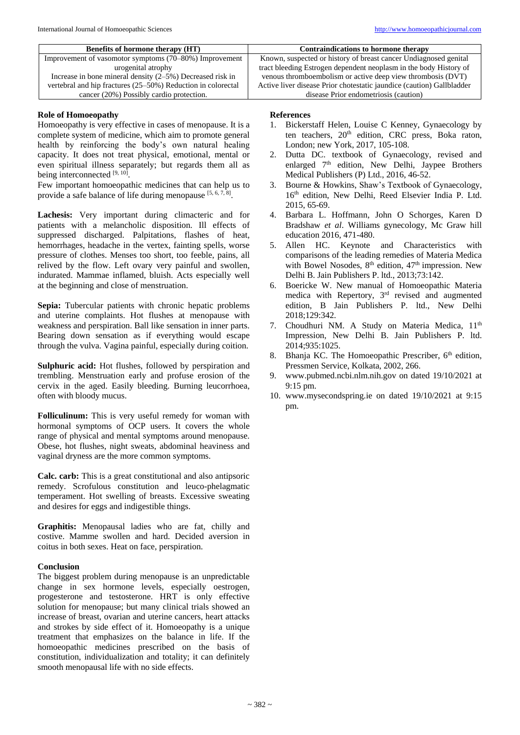| Benefits of hormone therapy (HT) | Contraindications to hormone therapy |
|---|---|
| Improvement of vasomotor symptoms (70–80%) Improvement urogenital atrophy Increase in bone mineral density (2–5%) Decreased risk in vertebral and hip fractures (25–50%) Reduction in colorectal cancer (20%) Possibly cardio protection. | Known, suspected or history of breast cancer Undiagnosed genital tract bleeding Estrogen dependent neoplasm in the body History of venous thromboembolism or active deep view thrombosis (DVT) Active liver disease Prior chotestatic jaundice (caution) Gallbladder disease Prior endometriosis (caution) |

### Role of Homoeopathy

Homoeopathy is very effective in cases of menopause. It is a complete system of medicine, which aim to promote general health by reinforcing the body's own natural healing capacity. It does not treat physical, emotional, mental or even spiritual illness separately; but regards them all as being interconnected [9, 10].

Few important homoeopathic medicines that can help us to provide a safe balance of life during menopause [5, 6, 7, 8].

**Lachesis:** Very important during climacteric and for patients with a melancholic disposition. Ill effects of suppressed discharged. Palpitations, flashes of heat, hemorrhages, headache in the vertex, fainting spells, worse pressure of clothes. Menses too short, too feeble, pains, all relived by the flow. Left ovary very painful and swollen, indurated. Mammae inflamed, bluish. Acts especially well at the beginning and close of menstruation.

**Sepia:** Tubercular patients with chronic hepatic problems and uterine complaints. Hot flushes at menopause with weakness and perspiration. Ball like sensation in inner parts. Bearing down sensation as if everything would escape through the vulva. Vagina painful, especially during coition.

**Sulphuric acid:** Hot flushes, followed by perspiration and trembling. Menstruation early and profuse erosion of the cervix in the aged. Easily bleeding. Burning leucorrhoea, often with bloody mucus.

**Folliculinum:** This is very useful remedy for woman with hormonal symptoms of OCP users. It covers the whole range of physical and mental symptoms around menopause. Obese, hot flushes, night sweats, abdominal heaviness and vaginal dryness are the more common symptoms.

**Calc. carb:** This is a great constitutional and also antipsoric remedy. Scrofulous constitution and leuco-phelagmatic temperament. Hot swelling of breasts. Excessive sweating and desires for eggs and indigestible things.

**Graphitis:** Menopausal ladies who are fat, chilly and costive. Mamme swollen and hard. Decided aversion in coitus in both sexes. Heat on face, perspiration.

### Conclusion

The biggest problem during menopause is an unpredictable change in sex hormone levels, especially oestrogen, progesterone and testosterone. HRT is only effective solution for menopause; but many clinical trials showed an increase of breast, ovarian and uterine cancers, heart attacks and strokes by side effect of it. Homoeopathy is a unique treatment that emphasizes on the balance in life. If the homoeopathic medicines prescribed on the basis of constitution, individualization and totality; it can definitely smooth menopausal life with no side effects.

### References

1. Bickerstaff Helen, Louise C Kenney, Gynaecology by ten teachers, 20th edition, CRC press, Boka raton, London; new York, 2017, 105-108.
2. Dutta DC. textbook of Gynaecology, revised and enlarged 7th edition, New Delhi, Jaypee Brothers Medical Publishers (P) Ltd., 2016, 46-52.
3. Bourne & Howkins, Shaw's Textbook of Gynaecology, 16th edition, New Delhi, Reed Elsevier India P. Ltd. 2015, 65-69.
4. Barbara L. Hoffmann, John O Schorges, Karen D Bradshaw *et al*. Williams gynecology, Mc Graw hill education 2016, 471-480.
5. Allen HC. Keynote and Characteristics with comparisons of the leading remedies of Materia Medica with Bowel Nosodes, 8th edition, 47th impression. New Delhi B. Jain Publishers P. ltd., 2013;73:142.
6. Boericke W. New manual of Homoeopathic Materia medica with Repertory, 3rd revised and augmented edition, B Jain Publishers P. ltd., New Delhi 2018;129:342.
7. Choudhuri NM. A Study on Materia Medica, 11th Impression, New Delhi B. Jain Publishers P. ltd. 2014;935:1025.
8. Bhanja KC. The Homoeopathic Prescriber, 6th edition, Pressmen Service, Kolkata, 2002, 266.
9. www.pubmed.ncbi.nlm.nih.gov on dated 19/10/2021 at 9:15 pm.
10. www.mysecondspring.ie on dated 19/10/2021 at 9:15 pm.